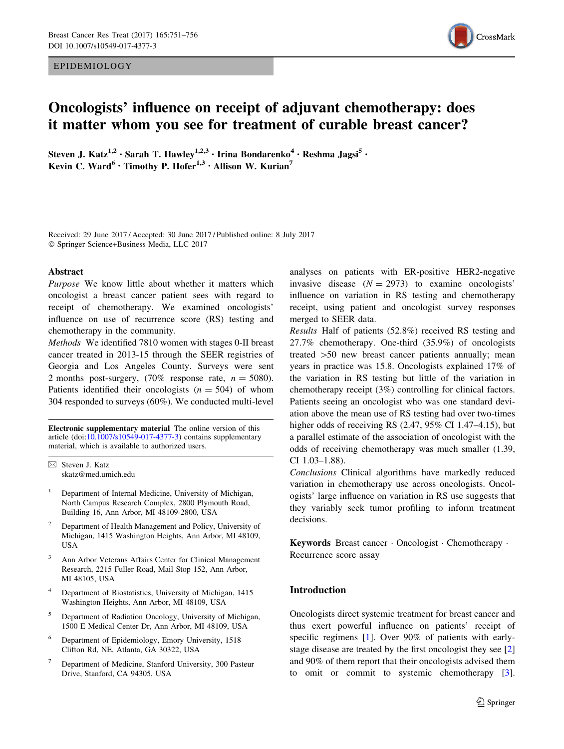EPIDEMIOLOGY

# Oncologists' influence on receipt of adjuvant chemotherapy: does it matter whom you see for treatment of curable breast cancer?

Steven J. Katz[1,2] · Sarah T. Hawley[1,2,3] · Irina Bondarenko[4] · Reshma Jagsi[5] · Kevin C. Ward[6] · Timothy P. Hofer[1,3] · Allison W. Kurian[7]

Received: 29 June 2017 / Accepted: 30 June 2017 / Published online: 8 July 2017
© Springer Science+Business Media, LLC 2017

## Abstract

*Purpose* We know little about whether it matters which oncologist a breast cancer patient sees with regard to receipt of chemotherapy. We examined oncologists' influence on use of recurrence score (RS) testing and chemotherapy in the community.

*Methods* We identified 7810 women with stages 0-II breast cancer treated in 2013-15 through the SEER registries of Georgia and Los Angeles County. Surveys were sent 2 months post-surgery, (70% response rate, $n = 5080$). Patients identified their oncologists ($n = 504$) of whom 304 responded to surveys (60%). We conducted multi-level analyses on patients with ER-positive HER2-negative invasive disease ($N = 2973$) to examine oncologists' influence on variation in RS testing and chemotherapy receipt, using patient and oncologist survey responses merged to SEER data.

*Results* Half of patients (52.8%) received RS testing and 27.7% chemotherapy. One-third (35.9%) of oncologists treated >50 new breast cancer patients annually; mean years in practice was 15.8. Oncologists explained 17% of the variation in RS testing but little of the variation in chemotherapy receipt (3%) controlling for clinical factors. Patients seeing an oncologist who was one standard deviation above the mean use of RS testing had over two-times higher odds of receiving RS (2.47, 95% CI 1.47–4.15), but a parallel estimate of the association of oncologist with the odds of receiving chemotherapy was much smaller (1.39, CI 1.03–1.88).

*Conclusions* Clinical algorithms have markedly reduced variation in chemotherapy use across oncologists. Oncologists' large influence on variation in RS use suggests that they variably seek tumor profiling to inform treatment decisions.

**Keywords** Breast cancer · Oncologist · Chemotherapy · Recurrence score assay

**Electronic supplementary material** The online version of this article (doi:10.1007/s10549-017-4377-3) contains supplementary material, which is available to authorized users.

✉ Steven J. Katz
skatz@med.umich.edu

1. Department of Internal Medicine, University of Michigan, North Campus Research Complex, 2800 Plymouth Road, Building 16, Ann Arbor, MI 48109-2800, USA
2. Department of Health Management and Policy, University of Michigan, 1415 Washington Heights, Ann Arbor, MI 48109, USA
3. Ann Arbor Veterans Affairs Center for Clinical Management Research, 2215 Fuller Road, Mail Stop 152, Ann Arbor, MI 48105, USA
4. Department of Biostatistics, University of Michigan, 1415 Washington Heights, Ann Arbor, MI 48109, USA
5. Department of Radiation Oncology, University of Michigan, 1500 E Medical Center Dr, Ann Arbor, MI 48109, USA
6. Department of Epidemiology, Emory University, 1518 Clifton Rd, NE, Atlanta, GA 30322, USA
7. Department of Medicine, Stanford University, 300 Pasteur Drive, Stanford, CA 94305, USA

## Introduction

Oncologists direct systemic treatment for breast cancer and thus exert powerful influence on patients' receipt of specific regimens [1]. Over 90% of patients with early-stage disease are treated by the first oncologist they see [2] and 90% of them report that their oncologists advised them to omit or commit to systemic chemotherapy [3].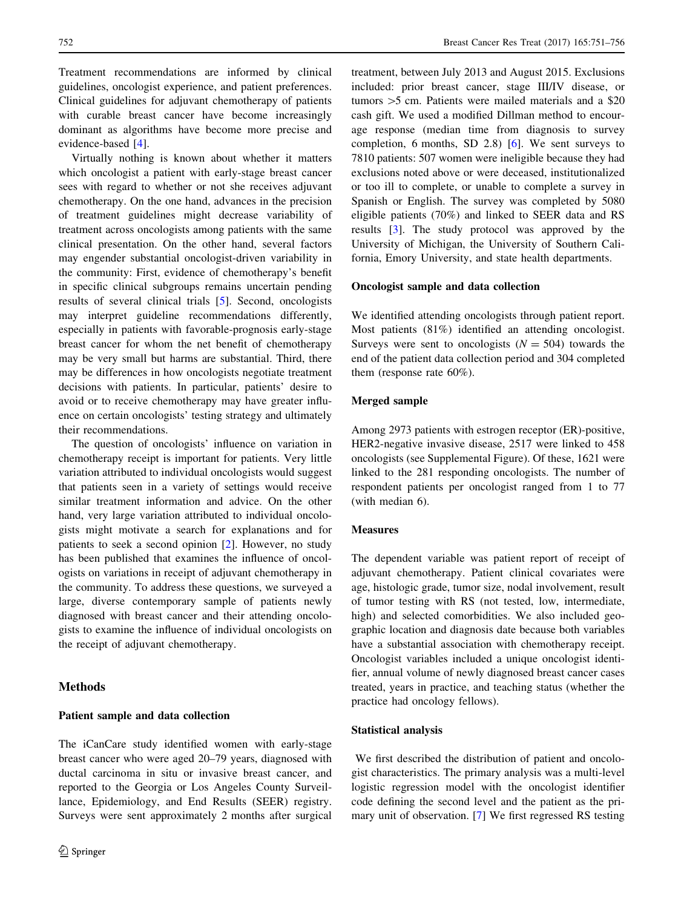Treatment recommendations are informed by clinical guidelines, oncologist experience, and patient preferences. Clinical guidelines for adjuvant chemotherapy of patients with curable breast cancer have become increasingly dominant as algorithms have become more precise and evidence-based [4].

Virtually nothing is known about whether it matters which oncologist a patient with early-stage breast cancer sees with regard to whether or not she receives adjuvant chemotherapy. On the one hand, advances in the precision of treatment guidelines might decrease variability of treatment across oncologists among patients with the same clinical presentation. On the other hand, several factors may engender substantial oncologist-driven variability in the community: First, evidence of chemotherapy's benefit in specific clinical subgroups remains uncertain pending results of several clinical trials [5]. Second, oncologists may interpret guideline recommendations differently, especially in patients with favorable-prognosis early-stage breast cancer for whom the net benefit of chemotherapy may be very small but harms are substantial. Third, there may be differences in how oncologists negotiate treatment decisions with patients. In particular, patients' desire to avoid or to receive chemotherapy may have greater influence on certain oncologists' testing strategy and ultimately their recommendations.

The question of oncologists' influence on variation in chemotherapy receipt is important for patients. Very little variation attributed to individual oncologists would suggest that patients seen in a variety of settings would receive similar treatment information and advice. On the other hand, very large variation attributed to individual oncologists might motivate a search for explanations and for patients to seek a second opinion [2]. However, no study has been published that examines the influence of oncologists on variations in receipt of adjuvant chemotherapy in the community. To address these questions, we surveyed a large, diverse contemporary sample of patients newly diagnosed with breast cancer and their attending oncologists to examine the influence of individual oncologists on the receipt of adjuvant chemotherapy.

## Methods

### Patient sample and data collection

The iCanCare study identified women with early-stage breast cancer who were aged 20–79 years, diagnosed with ductal carcinoma in situ or invasive breast cancer, and reported to the Georgia or Los Angeles County Surveillance, Epidemiology, and End Results (SEER) registry. Surveys were sent approximately 2 months after surgical treatment, between July 2013 and August 2015. Exclusions included: prior breast cancer, stage III/IV disease, or tumors >5 cm. Patients were mailed materials and a $20 cash gift. We used a modified Dillman method to encourage response (median time from diagnosis to survey completion, 6 months, SD 2.8) [6]. We sent surveys to 7810 patients: 507 women were ineligible because they had exclusions noted above or were deceased, institutionalized or too ill to complete, or unable to complete a survey in Spanish or English. The survey was completed by 5080 eligible patients (70%) and linked to SEER data and RS results [3]. The study protocol was approved by the University of Michigan, the University of Southern California, Emory University, and state health departments.

### Oncologist sample and data collection

We identified attending oncologists through patient report. Most patients (81%) identified an attending oncologist. Surveys were sent to oncologists ($N = 504$) towards the end of the patient data collection period and 304 completed them (response rate 60%).

### Merged sample

Among 2973 patients with estrogen receptor (ER)-positive, HER2-negative invasive disease, 2517 were linked to 458 oncologists (see Supplemental Figure). Of these, 1621 were linked to the 281 responding oncologists. The number of respondent patients per oncologist ranged from 1 to 77 (with median 6).

### Measures

The dependent variable was patient report of receipt of adjuvant chemotherapy. Patient clinical covariates were age, histologic grade, tumor size, nodal involvement, result of tumor testing with RS (not tested, low, intermediate, high) and selected comorbidities. We also included geographic location and diagnosis date because both variables have a substantial association with chemotherapy receipt. Oncologist variables included a unique oncologist identifier, annual volume of newly diagnosed breast cancer cases treated, years in practice, and teaching status (whether the practice had oncology fellows).

### Statistical analysis

We first described the distribution of patient and oncologist characteristics. The primary analysis was a multi-level logistic regression model with the oncologist identifier code defining the second level and the patient as the primary unit of observation. [7] We first regressed RS testing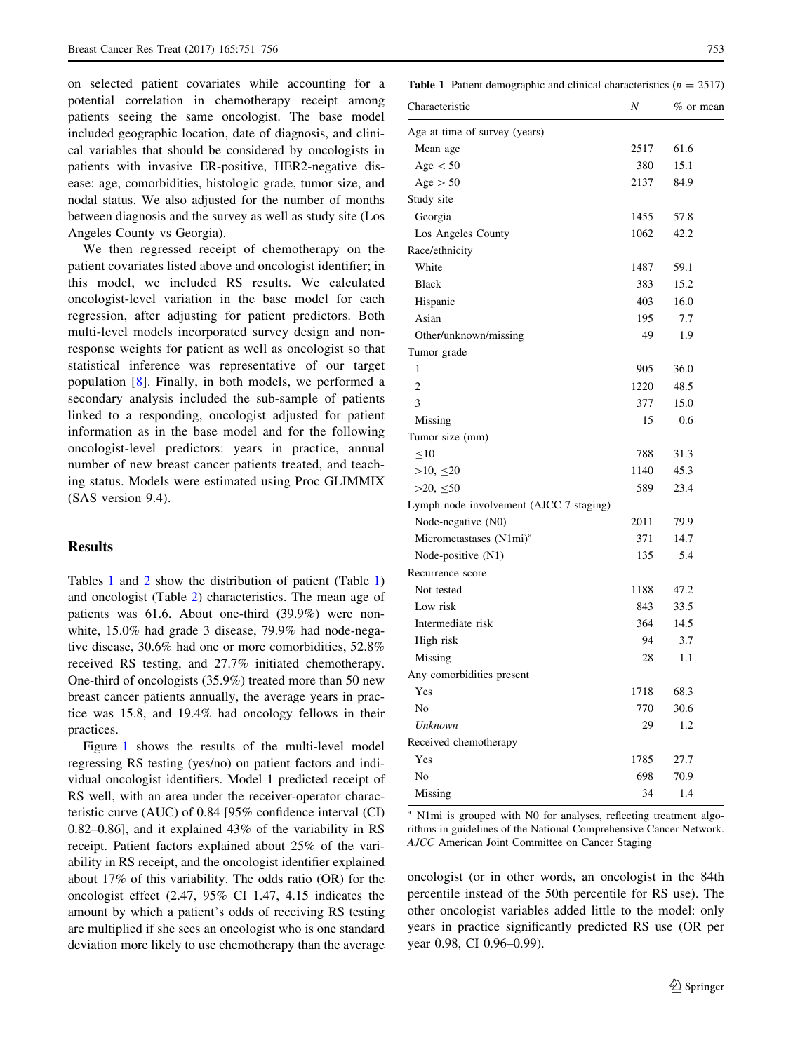on selected patient covariates while accounting for a potential correlation in chemotherapy receipt among patients seeing the same oncologist. The base model included geographic location, date of diagnosis, and clinical variables that should be considered by oncologists in patients with invasive ER-positive, HER2-negative disease: age, comorbidities, histologic grade, tumor size, and nodal status. We also adjusted for the number of months between diagnosis and the survey as well as study site (Los Angeles County vs Georgia).

We then regressed receipt of chemotherapy on the patient covariates listed above and oncologist identifier; in this model, we included RS results. We calculated oncologist-level variation in the base model for each regression, after adjusting for patient predictors. Both multi-level models incorporated survey design and non-response weights for patient as well as oncologist so that statistical inference was representative of our target population [8]. Finally, in both models, we performed a secondary analysis included the sub-sample of patients linked to a responding, oncologist adjusted for patient information as in the base model and for the following oncologist-level predictors: years in practice, annual number of new breast cancer patients treated, and teaching status. Models were estimated using Proc GLIMMIX (SAS version 9.4).

## Results

Tables 1 and 2 show the distribution of patient (Table 1) and oncologist (Table 2) characteristics. The mean age of patients was 61.6. About one-third (39.9%) were non-white, 15.0% had grade 3 disease, 79.9% had node-negative disease, 30.6% had one or more comorbidities, 52.8% received RS testing, and 27.7% initiated chemotherapy. One-third of oncologists (35.9%) treated more than 50 new breast cancer patients annually, the average years in practice was 15.8, and 19.4% had oncology fellows in their practices.

Figure 1 shows the results of the multi-level model regressing RS testing (yes/no) on patient factors and individual oncologist identifiers. Model 1 predicted receipt of RS well, with an area under the receiver-operator characteristic curve (AUC) of 0.84 [95% confidence interval (CI) 0.82–0.86], and it explained 43% of the variability in RS receipt. Patient factors explained about 25% of the variability in RS receipt, and the oncologist identifier explained about 17% of this variability. The odds ratio (OR) for the oncologist effect (2.47, 95% CI 1.47, 4.15 indicates the amount by which a patient's odds of receiving RS testing are multiplied if she sees an oncologist who is one standard deviation more likely to use chemotherapy than the average oncologist (or in other words, an oncologist in the 84th percentile instead of the 50th percentile for RS use). The other oncologist variables added little to the model: only years in practice significantly predicted RS use (OR per year 0.98, CI 0.96–0.99).

**Table 1** Patient demographic and clinical characteristics ($n$ = 2517)

| Characteristic | $N$ | % or mean |
|---|---|---|
| Age at time of survey (years) | | |
| Mean age | 2517 | 61.6 |
| Age < 50 | 380 | 15.1 |
| Age > 50 | 2137 | 84.9 |
| Study site | | |
| Georgia | 1455 | 57.8 |
| Los Angeles County | 1062 | 42.2 |
| Race/ethnicity | | |
| White | 1487 | 59.1 |
| Black | 383 | 15.2 |
| Hispanic | 403 | 16.0 |
| Asian | 195 | 7.7 |
| Other/unknown/missing | 49 | 1.9 |
| Tumor grade | | |
| 1 | 905 | 36.0 |
| 2 | 1220 | 48.5 |
| 3 | 377 | 15.0 |
| Missing | 15 | 0.6 |
| Tumor size (mm) | | |
| ≤10 | 788 | 31.3 |
| >10, ≤20 | 1140 | 45.3 |
| >20, ≤50 | 589 | 23.4 |
| Lymph node involvement (AJCC 7 staging) | | |
| Node-negative (N0) | 2011 | 79.9 |
| Micrometastases (N1mi)[a] | 371 | 14.7 |
| Node-positive (N1) | 135 | 5.4 |
| Recurrence score | | |
| Not tested | 1188 | 47.2 |
| Low risk | 843 | 33.5 |
| Intermediate risk | 364 | 14.5 |
| High risk | 94 | 3.7 |
| Missing | 28 | 1.1 |
| Any comorbidities present | | |
| Yes | 1718 | 68.3 |
| No | 770 | 30.6 |
| *Unknown* | 29 | 1.2 |
| Received chemotherapy | | |
| Yes | 1785 | 27.7 |
| No | 698 | 70.9 |
| Missing | 34 | 1.4 |

[a] N1mi is grouped with N0 for analyses, reflecting treatment algorithms in guidelines of the National Comprehensive Cancer Network. *AJCC* American Joint Committee on Cancer Staging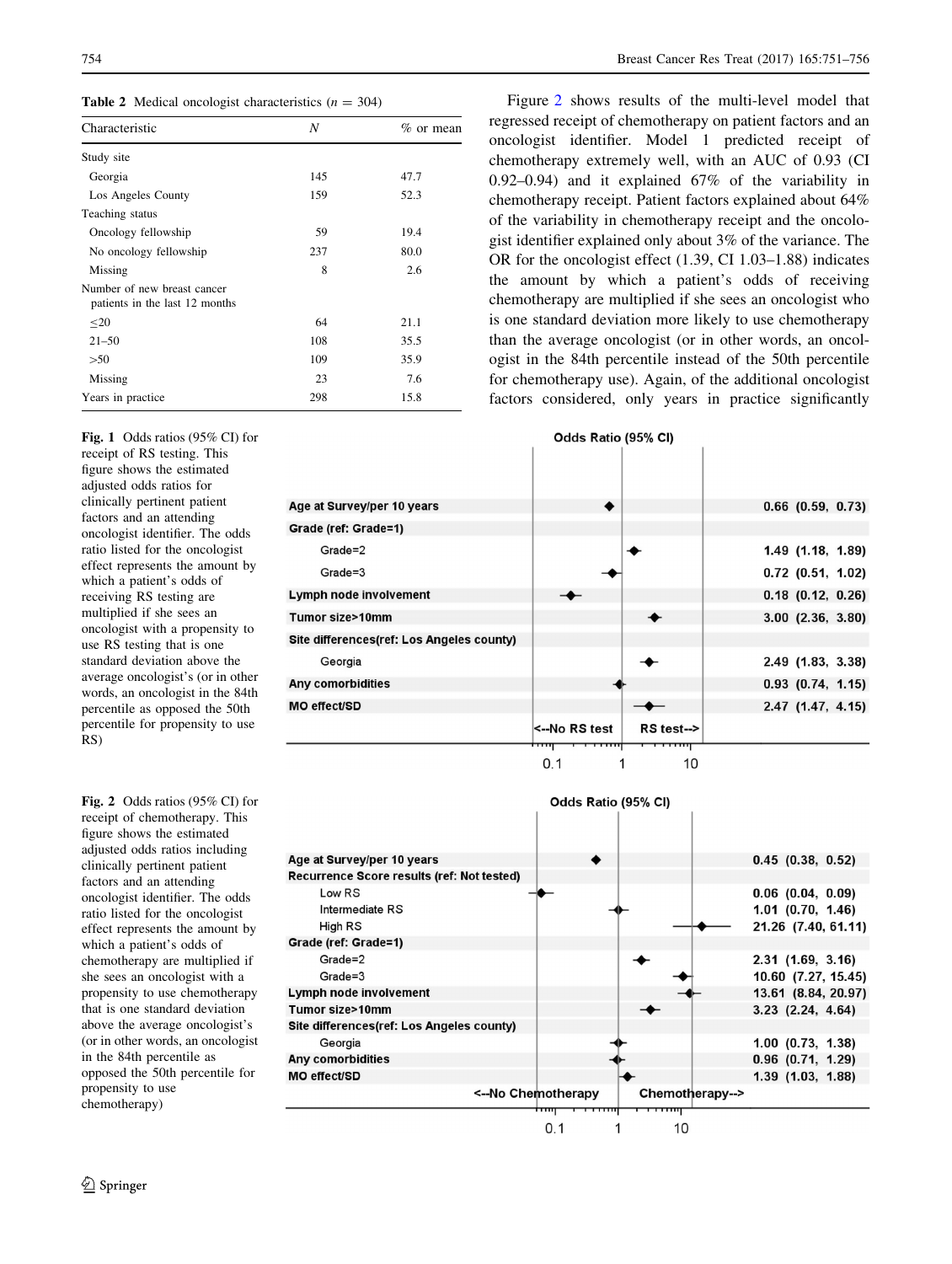**Table 2** Medical oncologist characteristics ($n$ = 304)

| Characteristic | N | % or mean |
|---|---|---|
| Study site | | |
| Georgia | 145 | 47.7 |
| Los Angeles County | 159 | 52.3 |
| Teaching status | | |
| Oncology fellowship | 59 | 19.4 |
| No oncology fellowship | 237 | 80.0 |
| Missing | 8 | 2.6 |
| Number of new breast cancer patients in the last 12 months | | |
| ≤20 | 64 | 21.1 |
| 21–50 | 108 | 35.5 |
| >50 | 109 | 35.9 |
| Missing | 23 | 7.6 |
| Years in practice | 298 | 15.8 |

Figure 2 shows results of the multi-level model that regressed receipt of chemotherapy on patient factors and an oncologist identifier. Model 1 predicted receipt of chemotherapy extremely well, with an AUC of 0.93 (CI 0.92–0.94) and it explained 67% of the variability in chemotherapy receipt. Patient factors explained about 64% of the variability in chemotherapy receipt and the oncologist identifier explained only about 3% of the variance. The OR for the oncologist effect (1.39, CI 1.03–1.88) indicates the amount by which a patient's odds of receiving chemotherapy are multiplied if she sees an oncologist who is one standard deviation more likely to use chemotherapy than the average oncologist (or in other words, an oncologist in the 84th percentile instead of the 50th percentile for chemotherapy use). Again, of the additional oncologist factors considered, only years in practice significantly

| | Odds Ratio (95% CI) |
|---|---|
| Age at Survey/per 10 years | 0.66 (0.59, 0.73) |
| Grade (ref: Grade=1) | |
| Grade=2 | 1.49 (1.18, 1.89) |
| Grade=3 | 0.72 (0.51, 1.02) |
| Lymph node involvement | 0.18 (0.12, 0.26) |
| Tumor size>10mm | 3.00 (2.36, 3.80) |
| Site differences(ref: Los Angeles county) | |
| Georgia | 2.49 (1.83, 3.38) |
| Any comorbidities | 0.93 (0.74, 1.15) |
| MO effect/SD | 2.47 (1.47, 4.15) |

**Fig. 1** Odds ratios (95% CI) for receipt of RS testing. This figure shows the estimated adjusted odds ratios for clinically pertinent patient factors and an attending oncologist identifier. The odds ratio listed for the oncologist effect represents the amount by which a patient's odds of receiving RS testing are multiplied if she sees an oncologist with a propensity to use RS testing that is one standard deviation above the average oncologist's (or in other words, an oncologist in the 84th percentile as opposed the 50th percentile for propensity to use RS)

| | Odds Ratio (95% CI) |
|---|---|
| Age at Survey/per 10 years | 0.45 (0.38, 0.52) |
| Recurrence Score results (ref: Not tested) | |
| Low RS | 0.06 (0.04, 0.09) |
| Intermediate RS | 1.01 (0.70, 1.46) |
| High RS | 21.26 (7.40, 61.11) |
| Grade (ref: Grade=1) | |
| Grade=2 | 2.31 (1.69, 3.16) |
| Grade=3 | 10.60 (7.27, 15.45) |
| Lymph node involvement | 13.61 (8.84, 20.97) |
| Tumor size>10mm | 3.23 (2.24, 4.64) |
| Site differences(ref: Los Angeles county) | |
| Georgia | 1.00 (0.73, 1.38) |
| Any comorbidities | 0.96 (0.71, 1.29) |
| MO effect/SD | 1.39 (1.03, 1.88) |

**Fig. 2** Odds ratios (95% CI) for receipt of chemotherapy. This figure shows the estimated adjusted odds ratios including clinically pertinent patient factors and an attending oncologist identifier. The odds ratio listed for the oncologist effect represents the amount by which a patient's odds of chemotherapy are multiplied if she sees an oncologist with a propensity to use chemotherapy that is one standard deviation above the average oncologist's (or in other words, an oncologist in the 84th percentile as opposed the 50th percentile for propensity to use chemotherapy)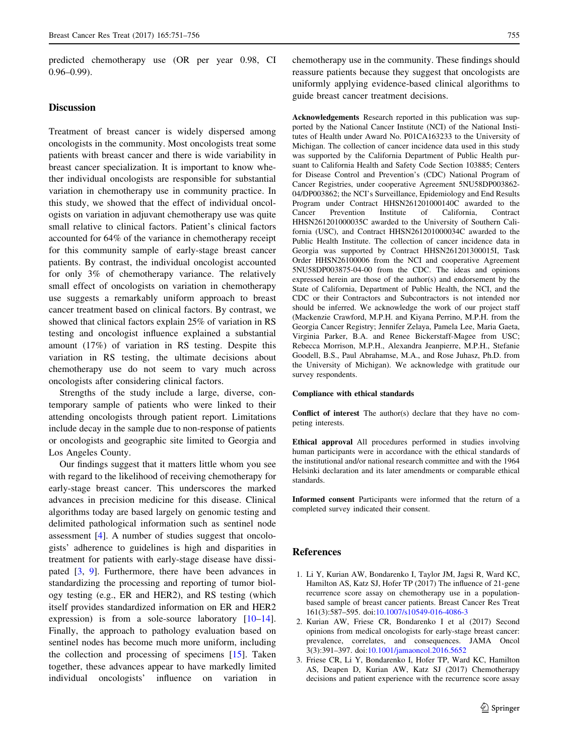predicted chemotherapy use (OR per year 0.98, CI 0.96–0.99).

## Discussion

Treatment of breast cancer is widely dispersed among oncologists in the community. Most oncologists treat some patients with breast cancer and there is wide variability in breast cancer specialization. It is important to know whether individual oncologists are responsible for substantial variation in chemotherapy use in community practice. In this study, we showed that the effect of individual oncologists on variation in adjuvant chemotherapy use was quite small relative to clinical factors. Patient's clinical factors accounted for 64% of the variance in chemotherapy receipt for this community sample of early-stage breast cancer patients. By contrast, the individual oncologist accounted for only 3% of chemotherapy variance. The relatively small effect of oncologists on variation in chemotherapy use suggests a remarkably uniform approach to breast cancer treatment based on clinical factors. By contrast, we showed that clinical factors explain 25% of variation in RS testing and oncologist influence explained a substantial amount (17%) of variation in RS testing. Despite this variation in RS testing, the ultimate decisions about chemotherapy use do not seem to vary much across oncologists after considering clinical factors.

Strengths of the study include a large, diverse, contemporary sample of patients who were linked to their attending oncologists through patient report. Limitations include decay in the sample due to non-response of patients or oncologists and geographic site limited to Georgia and Los Angeles County.

Our findings suggest that it matters little whom you see with regard to the likelihood of receiving chemotherapy for early-stage breast cancer. This underscores the marked advances in precision medicine for this disease. Clinical algorithms today are based largely on genomic testing and delimited pathological information such as sentinel node assessment [4]. A number of studies suggest that oncologists' adherence to guidelines is high and disparities in treatment for patients with early-stage disease have dissipated [3, 9]. Furthermore, there have been advances in standardizing the processing and reporting of tumor biology testing (e.g., ER and HER2), and RS testing (which itself provides standardized information on ER and HER2 expression) is from a sole-source laboratory [10–14]. Finally, the approach to pathology evaluation based on sentinel nodes has become much more uniform, including the collection and processing of specimens [15]. Taken together, these advances appear to have markedly limited individual oncologists' influence on variation in chemotherapy use in the community. These findings should reassure patients because they suggest that oncologists are uniformly applying evidence-based clinical algorithms to guide breast cancer treatment decisions.

**Acknowledgements** Research reported in this publication was supported by the National Cancer Institute (NCI) of the National Institutes of Health under Award No. P01CA163233 to the University of Michigan. The collection of cancer incidence data used in this study was supported by the California Department of Public Health pursuant to California Health and Safety Code Section 103885; Centers for Disease Control and Prevention's (CDC) National Program of Cancer Registries, under cooperative Agreement 5NU58DP003862-04/DP003862; the NCI's Surveillance, Epidemiology and End Results Program under Contract HHSN261201000140C awarded to the Cancer Prevention Institute of California, Contract HHSN261201000035C awarded to the University of Southern California (USC), and Contract HHSN261201000034C awarded to the Public Health Institute. The collection of cancer incidence data in Georgia was supported by Contract HHSN261201300015I, Task Order HHSN26100006 from the NCI and cooperative Agreement 5NU58DP003875-04-00 from the CDC. The ideas and opinions expressed herein are those of the author(s) and endorsement by the State of California, Department of Public Health, the NCI, and the CDC or their Contractors and Subcontractors is not intended nor should be inferred. We acknowledge the work of our project staff (Mackenzie Crawford, M.P.H. and Kiyana Perrino, M.P.H. from the Georgia Cancer Registry; Jennifer Zelaya, Pamela Lee, Maria Gaeta, Virginia Parker, B.A. and Renee Bickerstaff-Magee from USC; Rebecca Morrison, M.P.H., Alexandra Jeanpierre, M.P.H., Stefanie Goodell, B.S., Paul Abrahamse, M.A., and Rose Juhasz, Ph.D. from the University of Michigan). We acknowledge with gratitude our survey respondents.

### Compliance with ethical standards

**Conflict of interest** The author(s) declare that they have no competing interests.

**Ethical approval** All procedures performed in studies involving human participants were in accordance with the ethical standards of the institutional and/or national research committee and with the 1964 Helsinki declaration and its later amendments or comparable ethical standards.

**Informed consent** Participants were informed that the return of a completed survey indicated their consent.

## References

1. Li Y, Kurian AW, Bondarenko I, Taylor JM, Jagsi R, Ward KC, Hamilton AS, Katz SJ, Hofer TP (2017) The influence of 21-gene recurrence score assay on chemotherapy use in a population-based sample of breast cancer patients. Breast Cancer Res Treat 161(3):587–595. doi:10.1007/s10549-016-4086-3
2. Kurian AW, Friese CR, Bondarenko I et al (2017) Second opinions from medical oncologists for early-stage breast cancer: prevalence, correlates, and consequences. JAMA Oncol 3(3):391–397. doi:10.1001/jamaoncol.2016.5652
3. Friese CR, Li Y, Bondarenko I, Hofer TP, Ward KC, Hamilton AS, Deapen D, Kurian AW, Katz SJ (2017) Chemotherapy decisions and patient experience with the recurrence score assay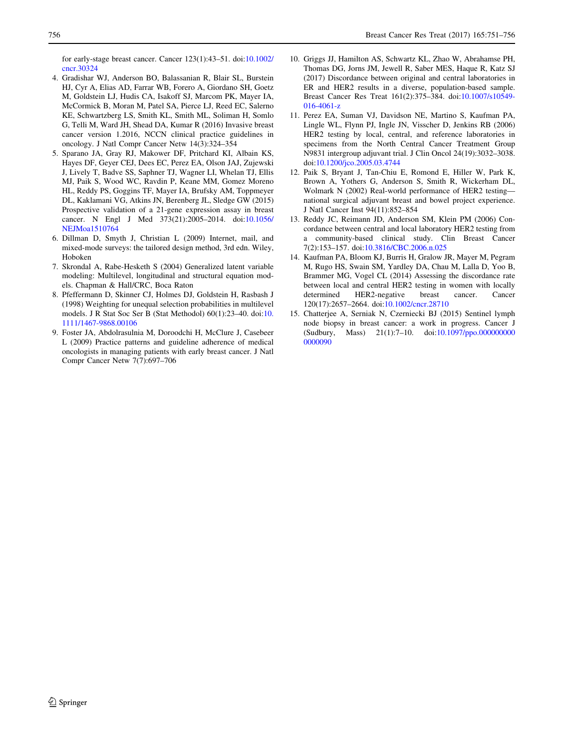for early-stage breast cancer. Cancer 123(1):43–51. doi:10.1002/cncr.30324

4. Gradishar WJ, Anderson BO, Balassanian R, Blair SL, Burstein HJ, Cyr A, Elias AD, Farrar WB, Forero A, Giordano SH, Goetz M, Goldstein LJ, Hudis CA, Isakoff SJ, Marcom PK, Mayer IA, McCormick B, Moran M, Patel SA, Pierce LJ, Reed EC, Salerno KE, Schwartzberg LS, Smith KL, Smith ML, Soliman H, Somlo G, Telli M, Ward JH, Shead DA, Kumar R (2016) Invasive breast cancer version 1.2016, NCCN clinical practice guidelines in oncology. J Natl Compr Cancer Netw 14(3):324–354
5. Sparano JA, Gray RJ, Makower DF, Pritchard KI, Albain KS, Hayes DF, Geyer CEJ, Dees EC, Perez EA, Olson JAJ, Zujewski J, Lively T, Badve SS, Saphner TJ, Wagner LI, Whelan TJ, Ellis MJ, Paik S, Wood WC, Ravdin P, Keane MM, Gomez Moreno HL, Reddy PS, Goggins TF, Mayer IA, Brufsky AM, Toppmeyer DL, Kaklamani VG, Atkins JN, Berenberg JL, Sledge GW (2015) Prospective validation of a 21-gene expression assay in breast cancer. N Engl J Med 373(21):2005–2014. doi:10.1056/NEJMoa1510764
6. Dillman D, Smyth J, Christian L (2009) Internet, mail, and mixed-mode surveys: the tailored design method, 3rd edn. Wiley, Hoboken
7. Skrondal A, Rabe-Hesketh S (2004) Generalized latent variable modeling: Multilevel, longitudinal and structural equation models. Chapman & Hall/CRC, Boca Raton
8. Pfeffermann D, Skinner CJ, Holmes DJ, Goldstein H, Rasbash J (1998) Weighting for unequal selection probabilities in multilevel models. J R Stat Soc Ser B (Stat Methodol) 60(1):23–40. doi:10.1111/1467-9868.00106
9. Foster JA, Abdolrasulnia M, Doroodchi H, McClure J, Casebeer L (2009) Practice patterns and guideline adherence of medical oncologists in managing patients with early breast cancer. J Natl Compr Cancer Netw 7(7):697–706
10. Griggs JJ, Hamilton AS, Schwartz KL, Zhao W, Abrahamse PH, Thomas DG, Jorns JM, Jewell R, Saber MES, Haque R, Katz SJ (2017) Discordance between original and central laboratories in ER and HER2 results in a diverse, population-based sample. Breast Cancer Res Treat 161(2):375–384. doi:10.1007/s10549-016-4061-z
11. Perez EA, Suman VJ, Davidson NE, Martino S, Kaufman PA, Lingle WL, Flynn PJ, Ingle JN, Visscher D, Jenkins RB (2006) HER2 testing by local, central, and reference laboratories in specimens from the North Central Cancer Treatment Group N9831 intergroup adjuvant trial. J Clin Oncol 24(19):3032–3038. doi:10.1200/jco.2005.03.4744
12. Paik S, Bryant J, Tan-Chiu E, Romond E, Hiller W, Park K, Brown A, Yothers G, Anderson S, Smith R, Wickerham DL, Wolmark N (2002) Real-world performance of HER2 testing—national surgical adjuvant breast and bowel project experience. J Natl Cancer Inst 94(11):852–854
13. Reddy JC, Reimann JD, Anderson SM, Klein PM (2006) Concordance between central and local laboratory HER2 testing from a community-based clinical study. Clin Breast Cancer 7(2):153–157. doi:10.3816/CBC.2006.n.025
14. Kaufman PA, Bloom KJ, Burris H, Gralow JR, Mayer M, Pegram M, Rugo HS, Swain SM, Yardley DA, Chau M, Lalla D, Yoo B, Brammer MG, Vogel CL (2014) Assessing the discordance rate between local and central HER2 testing in women with locally determined HER2-negative breast cancer. Cancer 120(17):2657–2664. doi:10.1002/cncr.28710
15. Chatterjee A, Serniak N, Czerniecki BJ (2015) Sentinel lymph node biopsy in breast cancer: a work in progress. Cancer J (Sudbury, Mass) 21(1):7–10. doi:10.1097/ppo.0000000000000090